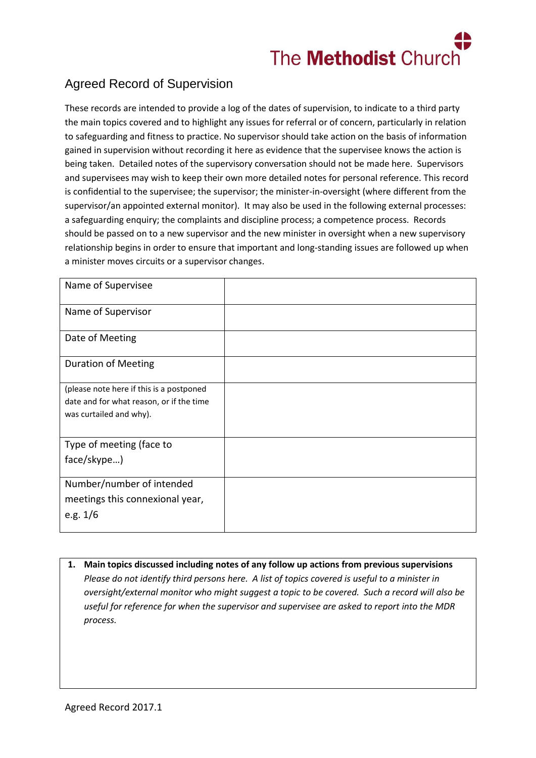The Methodist Church

## Agreed Record of Supervision

These records are intended to provide a log of the dates of supervision, to indicate to a third party the main topics covered and to highlight any issues for referral or of concern, particularly in relation to safeguarding and fitness to practice. No supervisor should take action on the basis of information gained in supervision without recording it here as evidence that the supervisee knows the action is being taken. Detailed notes of the supervisory conversation should not be made here. Supervisors and supervisees may wish to keep their own more detailed notes for personal reference. This record is confidential to the supervisee; the supervisor; the minister-in-oversight (where different from the supervisor/an appointed external monitor). It may also be used in the following external processes: a safeguarding enquiry; the complaints and discipline process; a competence process. Records should be passed on to a new supervisor and the new minister in oversight when a new supervisory relationship begins in order to ensure that important and long-standing issues are followed up when a minister moves circuits or a supervisor changes.

| | |
|---|---|
| Name of Supervisee | |
| Name of Supervisor | |
| Date of Meeting | |
| Duration of Meeting | |
| (please note here if this is a postponed date and for what reason, or if the time was curtailed and why). | |
| Type of meeting (face to face/skype…) | |
| Number/number of intended meetings this connexional year, e.g. 1/6 | |

**1. Main topics discussed including notes of any follow up actions from previous supervisions**

*Please do not identify third persons here. A list of topics covered is useful to a minister in oversight/external monitor who might suggest a topic to be covered. Such a record will also be useful for reference for when the supervisor and supervisee are asked to report into the MDR process.*

Agreed Record 2017.1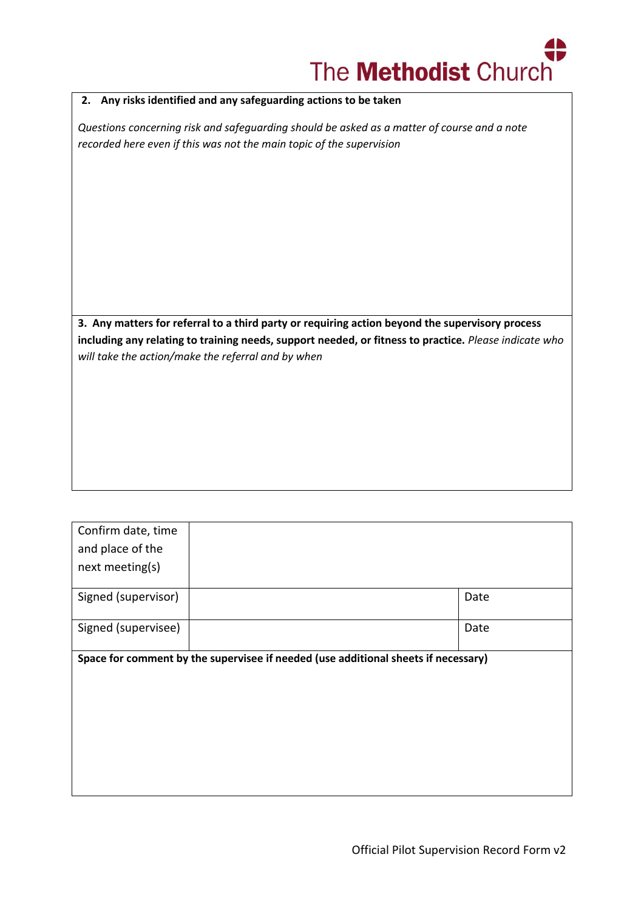**2. Any risks identified and any safeguarding actions to be taken**

*Questions concerning risk and safeguarding should be asked as a matter of course and a note recorded here even if this was not the main topic of the supervision*

**3. Any matters for referral to a third party or requiring action beyond the supervisory process including any relating to training needs, support needed, or fitness to practice.** *Please indicate who will take the action/make the referral and by when*

| | | |
|---|---|---|
| Confirm date, time and place of the next meeting(s) | | |
| Signed (supervisor) | | Date |
| Signed (supervisee) | | Date |

**Space for comment by the supervisee if needed (use additional sheets if necessary)**

Official Pilot Supervision Record Form v2